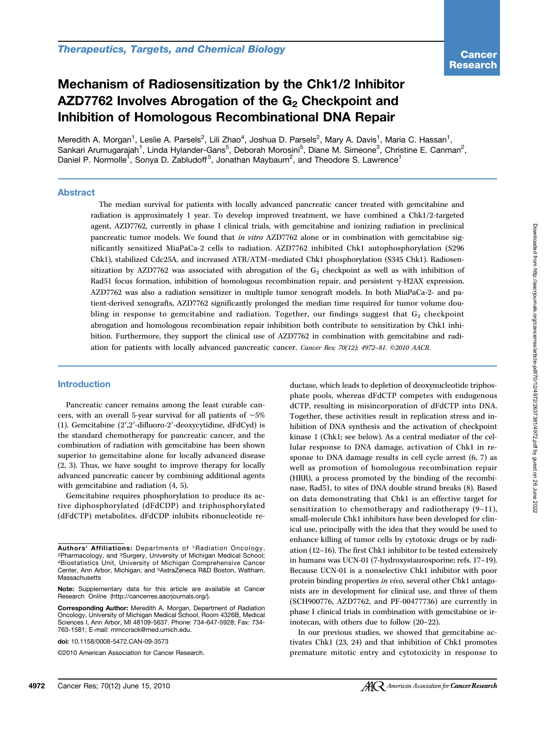Therapeutics, Targets, and Chemical Biology

# Mechanism of Radiosensitization by the Chk1/2 Inhibitor AZD7762 Involves Abrogation of the $G_2$ Checkpoint and Inhibition of Homologous Recombinational DNA Repair

Meredith A. Morgan[1], Leslie A. Parsels[2], Lili Zhao[4], Joshua D. Parsels[2], Mary A. Davis[1], Maria C. Hassan[1], Sankari Arumugarajah[1], Linda Hylander-Gans[5], Deborah Morosini[5], Diane M. Simeone[3], Christine E. Canman[2], Daniel P. Normolle[1], Sonya D. Zabludoff[5], Jonathan Maybaum[2], and Theodore S. Lawrence[1]

## Abstract

The median survival for patients with locally advanced pancreatic cancer treated with gemcitabine and radiation is approximately 1 year. To develop improved treatment, we have combined a Chk1/2-targeted agent, AZD7762, currently in phase I clinical trials, with gemcitabine and ionizing radiation in preclinical pancreatic tumor models. We found that *in vitro* AZD7762 alone or in combination with gemcitabine significantly sensitized MiaPaCa-2 cells to radiation. AZD7762 inhibited Chk1 autophosphorylation (S296 Chk1), stabilized Cdc25A, and increased ATR/ATM–mediated Chk1 phosphorylation (S345 Chk1). Radiosensitization by AZD7762 was associated with abrogation of the $G_2$ checkpoint as well as with inhibition of Rad51 focus formation, inhibition of homologous recombination repair, and persistent γ-H2AX expression. AZD7762 was also a radiation sensitizer in multiple tumor xenograft models. In both MiaPaCa-2- and patient-derived xenografts, AZD7762 significantly prolonged the median time required for tumor volume doubling in response to gemcitabine and radiation. Together, our findings suggest that $G_2$ checkpoint abrogation and homologous recombination repair inhibition both contribute to sensitization by Chk1 inhibition. Furthermore, they support the clinical use of AZD7762 in combination with gemcitabine and radiation for patients with locally advanced pancreatic cancer. *Cancer Res; 70(12); 4972–81. ©2010 AACR.*

## Introduction

Pancreatic cancer remains among the least curable cancers, with an overall 5-year survival for all patients of ~5% (1). Gemcitabine (2′,2′-difluoro-2′-deoxycytidine, dFdCyd) is the standard chemotherapy for pancreatic cancer, and the combination of radiation with gemcitabine has been shown superior to gemcitabine alone for locally advanced disease (2, 3). Thus, we have sought to improve therapy for locally advanced pancreatic cancer by combining additional agents with gemcitabine and radiation (4, 5).

Gemcitabine requires phosphorylation to produce its active diphosphorylated (dFdCDP) and triphosphorylated (dFdCTP) metabolites. dFdCDP inhibits ribonucleotide reductase, which leads to depletion of deoxynucleotide triphosphate pools, whereas dFdCTP competes with endogenous dCTP, resulting in misincorporation of dFdCTP into DNA. Together, these activities result in replication stress and inhibition of DNA synthesis and the activation of checkpoint kinase 1 (Chk1; see below). As a central mediator of the cellular response to DNA damage, activation of Chk1 in response to DNA damage results in cell cycle arrest (6, 7) as well as promotion of homologous recombination repair (HRR), a process promoted by the binding of the recombinase, Rad51, to sites of DNA double strand breaks (8). Based on data demonstrating that Chk1 is an effective target for sensitization to chemotherapy and radiotherapy (9–11), small-molecule Chk1 inhibitors have been developed for clinical use, principally with the idea that they would be used to enhance killing of tumor cells by cytotoxic drugs or by radiation (12–16). The first Chk1 inhibitor to be tested extensively in humans was UCN-01 (7-hydroxystaurosporine; refs. 17–19). Because UCN-01 is a nonselective Chk1 inhibitor with poor protein binding properties *in vivo*, several other Chk1 antagonists are in development for clinical use, and three of them (SCH900776, AZD7762, and PF-00477736) are currently in phase I clinical trials in combination with gemcitabine or irinotecan, with others due to follow (20–22).

In our previous studies, we showed that gemcitabine activates Chk1 (23, 24) and that inhibition of Chk1 promotes premature mitotic entry and cytotoxicity in response to

---

**Authors' Affiliations:** Departments of [1]Radiation Oncology, [2]Pharmacology, and [3]Surgery, University of Michigan Medical School; [4]Biostatistics Unit, University of Michigan Comprehensive Cancer Center, Ann Arbor, Michigan; and [5]AstraZeneca R&D Boston, Waltham, Massachusetts

**Note:** Supplementary data for this article are available at Cancer Research Online (http://cancerres.aacrjournals.org/).

**Corresponding Author:** Meredith A. Morgan, Department of Radiation Oncology, University of Michigan Medical School, Room 4326B, Medical Sciences I, Ann Arbor, MI 48109-5637. Phone: 734-647-5928; Fax: 734-763-1581; E-mail: mmccrack@med.umich.edu.

doi: 10.1158/0008-5472.CAN-09-3573

©2010 American Association for Cancer Research.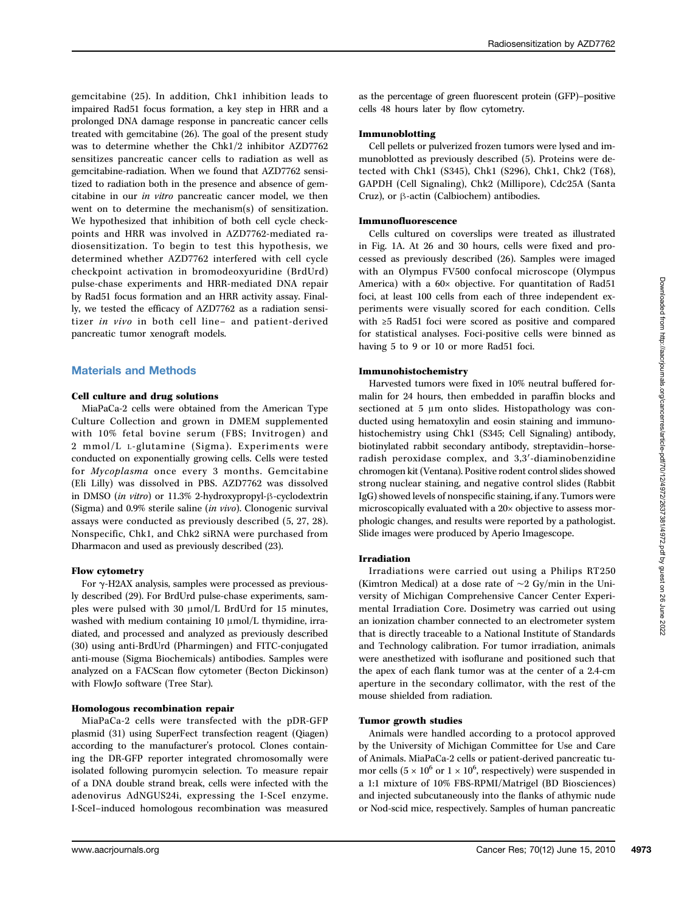gemcitabine (25). In addition, Chk1 inhibition leads to impaired Rad51 focus formation, a key step in HRR and a prolonged DNA damage response in pancreatic cancer cells treated with gemcitabine (26). The goal of the present study was to determine whether the Chk1/2 inhibitor AZD7762 sensitizes pancreatic cancer cells to radiation as well as gemcitabine-radiation. When we found that AZD7762 sensitized to radiation both in the presence and absence of gemcitabine in our *in vitro* pancreatic cancer model, we then went on to determine the mechanism(s) of sensitization. We hypothesized that inhibition of both cell cycle checkpoints and HRR was involved in AZD7762-mediated radiosensitization. To begin to test this hypothesis, we determined whether AZD7762 interfered with cell cycle checkpoint activation in bromodeoxyuridine (BrdUrd) pulse-chase experiments and HRR-mediated DNA repair by Rad51 focus formation and an HRR activity assay. Finally, we tested the efficacy of AZD7762 as a radiation sensitizer *in vivo* in both cell line– and patient-derived pancreatic tumor xenograft models.

## Materials and Methods

### Cell culture and drug solutions

MiaPaCa-2 cells were obtained from the American Type Culture Collection and grown in DMEM supplemented with 10% fetal bovine serum (FBS; Invitrogen) and 2 mmol/L L-glutamine (Sigma). Experiments were conducted on exponentially growing cells. Cells were tested for *Mycoplasma* once every 3 months. Gemcitabine (Eli Lilly) was dissolved in PBS. AZD7762 was dissolved in DMSO (*in vitro*) or 11.3% 2-hydroxypropyl-β-cyclodextrin (Sigma) and 0.9% sterile saline (*in vivo*). Clonogenic survival assays were conducted as previously described (5, 27, 28). Nonspecific, Chk1, and Chk2 siRNA were purchased from Dharmacon and used as previously described (23).

### Flow cytometry

For γ-H2AX analysis, samples were processed as previously described (29). For BrdUrd pulse-chase experiments, samples were pulsed with 30 μmol/L BrdUrd for 15 minutes, washed with medium containing 10 μmol/L thymidine, irradiated, and processed and analyzed as previously described (30) using anti-BrdUrd (Pharmingen) and FITC-conjugated anti-mouse (Sigma Biochemicals) antibodies. Samples were analyzed on a FACScan flow cytometer (Becton Dickinson) with FlowJo software (Tree Star).

### Homologous recombination repair

MiaPaCa-2 cells were transfected with the pDR-GFP plasmid (31) using SuperFect transfection reagent (Qiagen) according to the manufacturer's protocol. Clones containing the DR-GFP reporter integrated chromosomally were isolated following puromycin selection. To measure repair of a DNA double strand break, cells were infected with the adenovirus AdNGUS24i, expressing the I-SceI enzyme. I-SceI–induced homologous recombination was measured as the percentage of green fluorescent protein (GFP)–positive cells 48 hours later by flow cytometry.

### Immunoblotting

Cell pellets or pulverized frozen tumors were lysed and immunoblotted as previously described (5). Proteins were detected with Chk1 (S345), Chk1 (S296), Chk1, Chk2 (T68), GAPDH (Cell Signaling), Chk2 (Millipore), Cdc25A (Santa Cruz), or β-actin (Calbiochem) antibodies.

### Immunofluorescence

Cells cultured on coverslips were treated as illustrated in Fig. 1A. At 26 and 30 hours, cells were fixed and processed as previously described (26). Samples were imaged with an Olympus FV500 confocal microscope (Olympus America) with a 60× objective. For quantitation of Rad51 foci, at least 100 cells from each of three independent experiments were visually scored for each condition. Cells with ≥5 Rad51 foci were scored as positive and compared for statistical analyses. Foci-positive cells were binned as having 5 to 9 or 10 or more Rad51 foci.

### Immunohistochemistry

Harvested tumors were fixed in 10% neutral buffered formalin for 24 hours, then embedded in paraffin blocks and sectioned at 5 μm onto slides. Histopathology was conducted using hematoxylin and eosin staining and immunohistochemistry using Chk1 (S345; Cell Signaling) antibody, biotinylated rabbit secondary antibody, streptavidin–horseradish peroxidase complex, and 3,3′-diaminobenzidine chromogen kit (Ventana). Positive rodent control slides showed strong nuclear staining, and negative control slides (Rabbit IgG) showed levels of nonspecific staining, if any. Tumors were microscopically evaluated with a 20× objective to assess morphologic changes, and results were reported by a pathologist. Slide images were produced by Aperio Imagescope.

### Irradiation

Irradiations were carried out using a Philips RT250 (Kimtron Medical) at a dose rate of ∼2 Gy/min in the University of Michigan Comprehensive Cancer Center Experimental Irradiation Core. Dosimetry was carried out using an ionization chamber connected to an electrometer system that is directly traceable to a National Institute of Standards and Technology calibration. For tumor irradiation, animals were anesthetized with isoflurane and positioned such that the apex of each flank tumor was at the center of a 2.4-cm aperture in the secondary collimator, with the rest of the mouse shielded from radiation.

### Tumor growth studies

Animals were handled according to a protocol approved by the University of Michigan Committee for Use and Care of Animals. MiaPaCa-2 cells or patient-derived pancreatic tumor cells ($5 \times 10^6$ or $1 \times 10^6$, respectively) were suspended in a 1:1 mixture of 10% FBS-RPMI/Matrigel (BD Biosciences) and injected subcutaneously into the flanks of athymic nude or Nod-scid mice, respectively. Samples of human pancreatic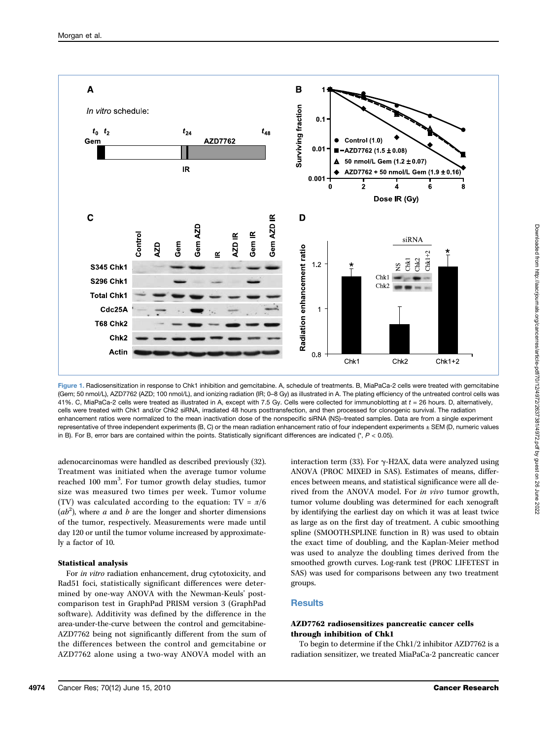A

*In vitro* schedule:

$t_0$ $t_2$ $t_{24}$ $t_{48}$

Gem

AZD7762

IR

B

Surviving fraction

1

0.1

0.01

0.001

0 2 4 6 8

Dose IR (Gy)

Control (1.0)

AZD7762 (1.5 ± 0.08)

50 nmol/L Gem (1.2 ± 0.07)

AZD7762 + 50 nmol/L Gem (1.9 ± 0.16)

C

Control AZD Gem Gem AZD IR AZD IR Gem IR Gem AZD IR

S345 Chk1

S296 Chk1

Total Chk1

Cdc25A

T68 Chk2

Chk2

Actin

D

Radiation enhancement ratio

1.2

1

0.8

Chk1 Chk2 Chk1+2

siRNA

NS Chk1 Chk2 Chk1+2

Chk1

Chk2

\*

\*

Figure 1. Radiosensitization in response to Chk1 inhibition and gemcitabine. A, schedule of treatments. B, MiaPaCa-2 cells were treated with gemcitabine (Gem; 50 nmol/L), AZD7762 (AZD; 100 nmol/L), and ionizing radiation (IR; 0–8 Gy) as illustrated in A. The plating efficiency of the untreated control cells was 41%. C, MiaPaCa-2 cells were treated as illustrated in A, except with 7.5 Gy. Cells were collected for immunoblotting at $t$ = 26 hours. D, alternatively, cells were treated with Chk1 and/or Chk2 siRNA, irradiated 48 hours posttransfection, and then processed for clonogenic survival. The radiation enhancement ratios were normalized to the mean inactivation dose of the nonspecific siRNA (NS)–treated samples. Data are from a single experiment representative of three independent experiments (B, C) or the mean radiation enhancement ratio of four independent experiments ± SEM (D, numeric values in B). For B, error bars are contained within the points. Statistically significant differences are indicated (\*, $P < 0.05$).

adenocarcinomas were handled as described previously (32). Treatment was initiated when the average tumor volume reached 100 mm$^3$. For tumor growth delay studies, tumor size was measured two times per week. Tumor volume (TV) was calculated according to the equation: TV = $\pi/6$ $(ab^2)$, where $a$ and $b$ are the longer and shorter dimensions of the tumor, respectively. Measurements were made until day 120 or until the tumor volume increased by approximately a factor of 10.

#### Statistical analysis

For *in vitro* radiation enhancement, drug cytotoxicity, and Rad51 foci, statistically significant differences were determined by one-way ANOVA with the Newman-Keuls' postcomparison test in GraphPad PRISM version 3 (GraphPad software). Additivity was defined by the difference in the area-under-the-curve between the control and gemcitabine-AZD7762 being not significantly different from the sum of the differences between the control and gemcitabine or AZD7762 alone using a two-way ANOVA model with an interaction term (33). For γ-H2AX, data were analyzed using ANOVA (PROC MIXED in SAS). Estimates of means, differences between means, and statistical significance were all derived from the ANOVA model. For *in vivo* tumor growth, tumor volume doubling was determined for each xenograft by identifying the earliest day on which it was at least twice as large as on the first day of treatment. A cubic smoothing spline (SMOOTH.SPLINE function in R) was used to obtain the exact time of doubling, and the Kaplan-Meier method was used to analyze the doubling times derived from the smoothed growth curves. Log-rank test (PROC LIFETEST in SAS) was used for comparisons between any two treatment groups.

## Results

#### AZD7762 radiosensitizes pancreatic cancer cells through inhibition of Chk1

To begin to determine if the Chk1/2 inhibitor AZD7762 is a radiation sensitizer, we treated MiaPaCa-2 pancreatic cancer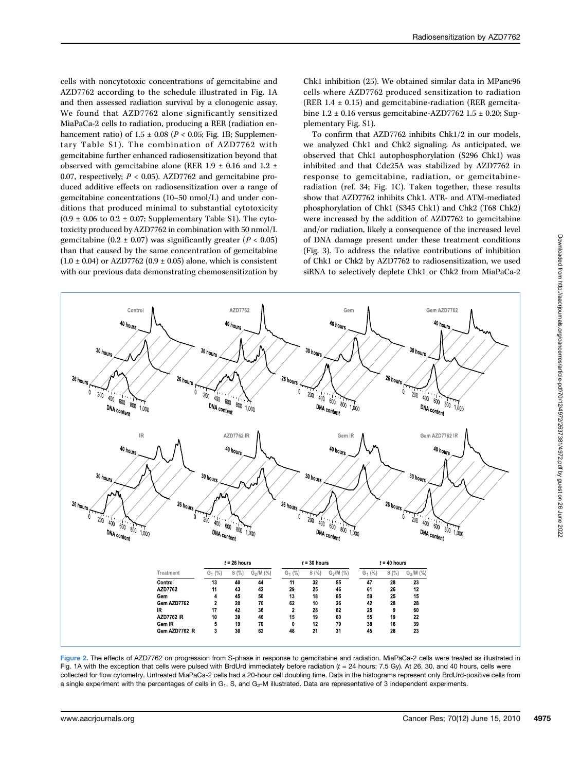cells with noncytotoxic concentrations of gemcitabine and AZD7762 according to the schedule illustrated in Fig. 1A and then assessed radiation survival by a clonogenic assay. We found that AZD7762 alone significantly sensitized MiaPaCa-2 cells to radiation, producing a RER (radiation enhancement ratio) of 1.5 ± 0.08 ($P < 0.05$; Fig. 1B; Supplementary Table S1). The combination of AZD7762 with gemcitabine further enhanced radiosensitization beyond that observed with gemcitabine alone (RER 1.9 ± 0.16 and 1.2 ± 0.07, respectively; $P < 0.05$). AZD7762 and gemcitabine produced additive effects on radiosensitization over a range of gemcitabine concentrations (10–50 nmol/L) and under conditions that produced minimal to substantial cytotoxicity (0.9 ± 0.06 to 0.2 ± 0.07; Supplementary Table S1). The cytotoxicity produced by AZD7762 in combination with 50 nmol/L gemcitabine (0.2 ± 0.07) was significantly greater ($P < 0.05$) than that caused by the same concentration of gemcitabine (1.0 ± 0.04) or AZD7762 (0.9 ± 0.05) alone, which is consistent with our previous data demonstrating chemosensitization by Chk1 inhibition (25). We obtained similar data in MPanc96 cells where AZD7762 produced sensitization to radiation (RER 1.4 ± 0.15) and gemcitabine-radiation (RER gemcitabine 1.2 ± 0.16 versus gemcitabine-AZD7762 1.5 ± 0.20; Supplementary Fig. S1).

To confirm that AZD7762 inhibits Chk1/2 in our models, we analyzed Chk1 and Chk2 signaling. As anticipated, we observed that Chk1 autophosphorylation (S296 Chk1) was inhibited and that Cdc25A was stabilized by AZD7762 in response to gemcitabine, radiation, or gemcitabine-radiation (ref. 34; Fig. 1C). Taken together, these results show that AZD7762 inhibits Chk1. ATR- and ATM-mediated phosphorylation of Chk1 (S345 Chk1) and Chk2 (T68 Chk2) were increased by the addition of AZD7762 to gemcitabine and/or radiation, likely a consequence of the increased level of DNA damage present under these treatment conditions (Fig. 3). To address the relative contributions of inhibition of Chk1 or Chk2 by AZD7762 to radiosensitization, we used siRNA to selectively deplete Chk1 or Chk2 from MiaPaCa-2

Control
AZD7762
Gem
Gem AZD7762
IR
AZD7762 IR
Gem IR
Gem AZD7762 IR
26 hours
30 hours
40 hours
0 200 400 600 800 1,000
DNA content

| | $t$ = 26 hours | | | $t$ = 30 hours | | | $t$ = 40 hours | | |
|---|---|---|---|---|---|---|---|---|---|
| Treatment | $G_1$ (%) | S (%) | $G_2$/M (%) | $G_1$ (%) | S (%) | $G_2$/M (%) | $G_1$ (%) | S (%) | $G_2$/M (%) |
| Control | 13 | 40 | 44 | 11 | 32 | 55 | 47 | 28 | 23 |
| AZD7762 | 11 | 43 | 42 | 29 | 25 | 46 | 61 | 26 | 12 |
| Gem | 4 | 45 | 50 | 13 | 18 | 65 | 59 | 25 | 15 |
| Gem AZD7762 | 2 | 20 | 76 | 62 | 10 | 26 | 42 | 28 | 28 |
| IR | 17 | 42 | 36 | 2 | 28 | 62 | 25 | 9 | 60 |
| AZD7762 IR | 10 | 39 | 46 | 15 | 19 | 60 | 55 | 19 | 22 |
| Gem IR | 5 | 19 | 70 | 0 | 12 | 79 | 38 | 16 | 39 |
| Gem AZD7762 IR | 3 | 30 | 62 | 48 | 21 | 31 | 45 | 28 | 23 |

Figure 2. The effects of AZD7762 on progression from S-phase in response to gemcitabine and radiation. MiaPaCa-2 cells were treated as illustrated in Fig. 1A with the exception that cells were pulsed with BrdUrd immediately before radiation ($t$ = 24 hours; 7.5 Gy). At 26, 30, and 40 hours, cells were collected for flow cytometry. Untreated MiaPaCa-2 cells had a 20-hour cell doubling time. Data in the histograms represent only BrdUrd-positive cells from a single experiment with the percentages of cells in $G_1$, S, and $G_2$-M illustrated. Data are representative of 3 independent experiments.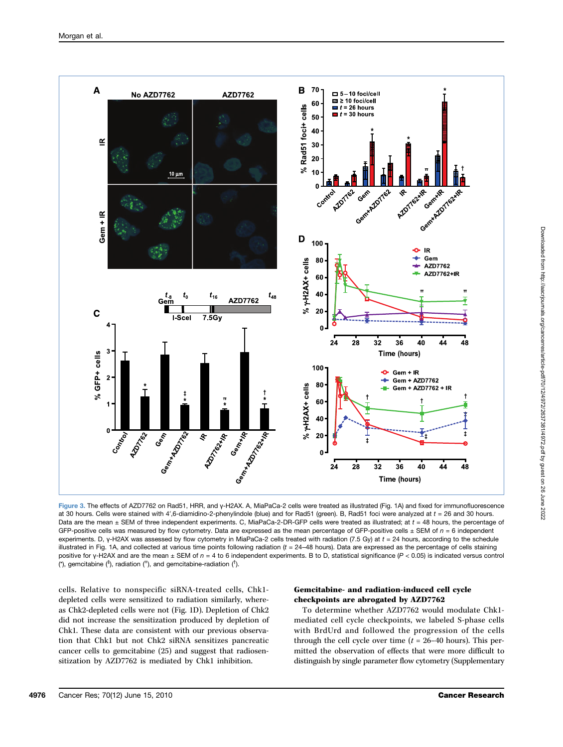A

No AZD7762

AZD7762

IR

Gem + IR

10 µm

B

% Rad51 foci+ cells

5–10 foci/cell

≥ 10 foci/cell

t = 26 hours

t = 30 hours

Control, AZD7762, Gem, Gem+AZD7762, IR, AZD7762+IR, Gem+IR, Gem+AZD7762+IR

C

$t_{-8}$ Gem $t_0$ I-SceI $t_{16}$ 7.5Gy AZD7762 $t_{48}$

% GFP+ cells

Control, AZD7762, Gem, Gem+AZD7762, IR, AZD7762+IR, Gem+IR, Gem+AZD7762+IR

D

% γ-H2AX+ cells

IR

Gem

AZD7762

AZD7762+IR

Time (hours)

% γ-H2AX+ cells

Gem + IR

Gem + AZD7762

Gem + AZD7762 + IR

Time (hours)

Figure 3. The effects of AZD7762 on Rad51, HRR, and γ-H2AX. A, MiaPaCa-2 cells were treated as illustrated (Fig. 1A) and fixed for immunofluorescence at 30 hours. Cells were stained with 4′,6-diamidino-2-phenylindole (blue) and for Rad51 (green). B, Rad51 foci were analyzed at $t = 26$ and 30 hours. Data are the mean ± SEM of three independent experiments. C, MiaPaCa-2-DR-GFP cells were treated as illustrated; at $t = 48$ hours, the percentage of GFP-positive cells was measured by flow cytometry. Data are expressed as the mean percentage of GFP-positive cells ± SEM of $n = 6$ independent experiments. D, γ-H2AX was assessed by flow cytometry in MiaPaCa-2 cells treated with radiation (7.5 Gy) at $t = 24$ hours, according to the schedule illustrated in Fig. 1A, and collected at various time points following radiation ($t = 24$–48 hours). Data are expressed as the percentage of cells staining positive for γ-H2AX and are the mean ± SEM of $n = 4$ to 6 independent experiments. B to D, statistical significance ($P < 0.05$) is indicated versus control (*), gemcitabine (‡), radiation (π), and gemcitabine-radiation (†).

cells. Relative to nonspecific siRNA-treated cells, Chk1-depleted cells were sensitized to radiation similarly, whereas Chk2-depleted cells were not (Fig. 1D). Depletion of Chk2 did not increase the sensitization produced by depletion of Chk1. These data are consistent with our previous observation that Chk1 but not Chk2 siRNA sensitizes pancreatic cancer cells to gemcitabine (25) and suggest that radiosensitization by AZD7762 is mediated by Chk1 inhibition.

### Gemcitabine- and radiation-induced cell cycle checkpoints are abrogated by AZD7762

To determine whether AZD7762 would modulate Chk1-mediated cell cycle checkpoints, we labeled S-phase cells with BrdUrd and followed the progression of the cells through the cell cycle over time ($t = 26$–40 hours). This permitted the observation of effects that were more difficult to distinguish by single parameter flow cytometry (Supplementary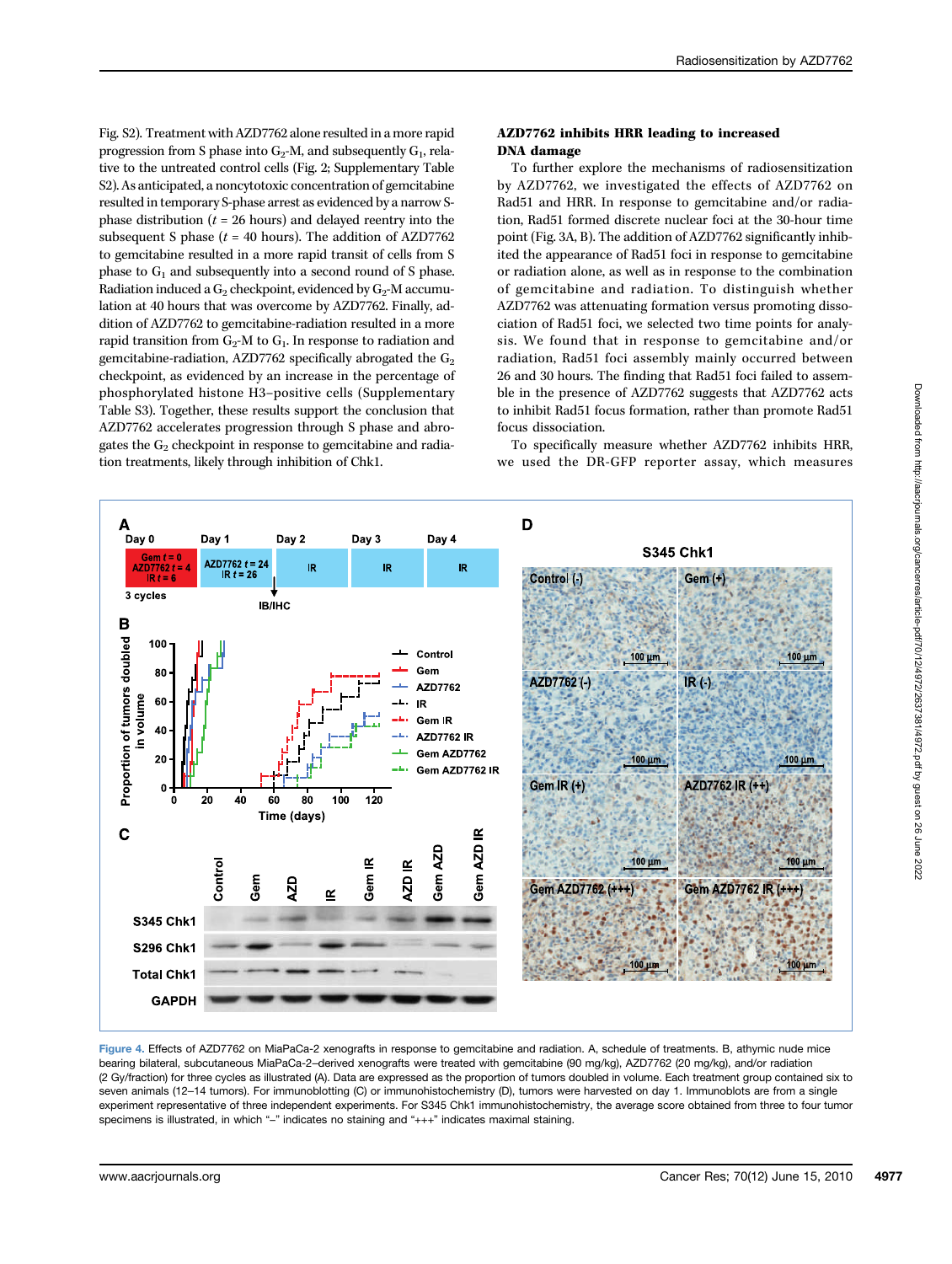Fig. S2). Treatment with AZD7762 alone resulted in a more rapid progression from S phase into $G_2$-M, and subsequently $G_1$, relative to the untreated control cells (Fig. 2; Supplementary Table S2). As anticipated, a noncytotoxic concentration of gemcitabine resulted in temporary S-phase arrest as evidenced by a narrow S-phase distribution ($t$ = 26 hours) and delayed reentry into the subsequent S phase ($t$ = 40 hours). The addition of AZD7762 to gemcitabine resulted in a more rapid transit of cells from S phase to $G_1$ and subsequently into a second round of S phase. Radiation induced a $G_2$ checkpoint, evidenced by $G_2$-M accumulation at 40 hours that was overcome by AZD7762. Finally, addition of AZD7762 to gemcitabine-radiation resulted in a more rapid transition from $G_2$-M to $G_1$. In response to radiation and gemcitabine-radiation, AZD7762 specifically abrogated the $G_2$ checkpoint, as evidenced by an increase in the percentage of phosphorylated histone H3–positive cells (Supplementary Table S3). Together, these results support the conclusion that AZD7762 accelerates progression through S phase and abrogates the $G_2$ checkpoint in response to gemcitabine and radiation treatments, likely through inhibition of Chk1.

### AZD7762 inhibits HRR leading to increased DNA damage

To further explore the mechanisms of radiosensitization by AZD7762, we investigated the effects of AZD7762 on Rad51 and HRR. In response to gemcitabine and/or radiation, Rad51 formed discrete nuclear foci at the 30-hour time point (Fig. 3A, B). The addition of AZD7762 significantly inhibited the appearance of Rad51 foci in response to gemcitabine or radiation alone, as well as in response to the combination of gemcitabine and radiation. To distinguish whether AZD7762 was attenuating formation versus promoting dissociation of Rad51 foci, we selected two time points for analysis. We found that in response to gemcitabine and/or radiation, Rad51 foci assembly mainly occurred between 26 and 30 hours. The finding that Rad51 foci failed to assemble in the presence of AZD7762 suggests that AZD7762 acts to inhibit Rad51 focus formation, rather than promote Rad51 focus dissociation.

To specifically measure whether AZD7762 inhibits HRR, we used the DR-GFP reporter assay, which measures

A
Day 0
Day 1
Day 2
Day 3
Day 4
Gem $t$ = 0
AZD7762 $t$ = 4
IR $t$ = 6
AZD7762 $t$ = 24
IR $t$ = 26
IR
IR
IR
3 cycles
IB/IHC

B
Proportion of tumors doubled in volume
100
80
60
40
20
0
0 20 40 60 80 100 120
Time (days)
Control
Gem
AZD7762
IR
Gem IR
AZD7762 IR
Gem AZD7762
Gem AZD7762 IR

C
Control
Gem
AZD
IR
Gem IR
AZD IR
Gem AZD
Gem AZD IR
S345 Chk1
S296 Chk1
Total Chk1
GAPDH

D
S345 Chk1
Control (-)
Gem (+)
AZD7762 (-)
IR (-)
Gem IR (+)
AZD7762 IR (++)
Gem AZD7762 (+++)
Gem AZD7762 IR (+++)
100 µm

Figure 4. Effects of AZD7762 on MiaPaCa-2 xenografts in response to gemcitabine and radiation. A, schedule of treatments. B, athymic nude mice bearing bilateral, subcutaneous MiaPaCa-2–derived xenografts were treated with gemcitabine (90 mg/kg), AZD7762 (20 mg/kg), and/or radiation (2 Gy/fraction) for three cycles as illustrated (A). Data are expressed as the proportion of tumors doubled in volume. Each treatment group contained six to seven animals (12–14 tumors). For immunoblotting (C) or immunohistochemistry (D), tumors were harvested on day 1. Immunoblots are from a single experiment representative of three independent experiments. For S345 Chk1 immunohistochemistry, the average score obtained from three to four tumor specimens is illustrated, in which "–" indicates no staining and "+++" indicates maximal staining.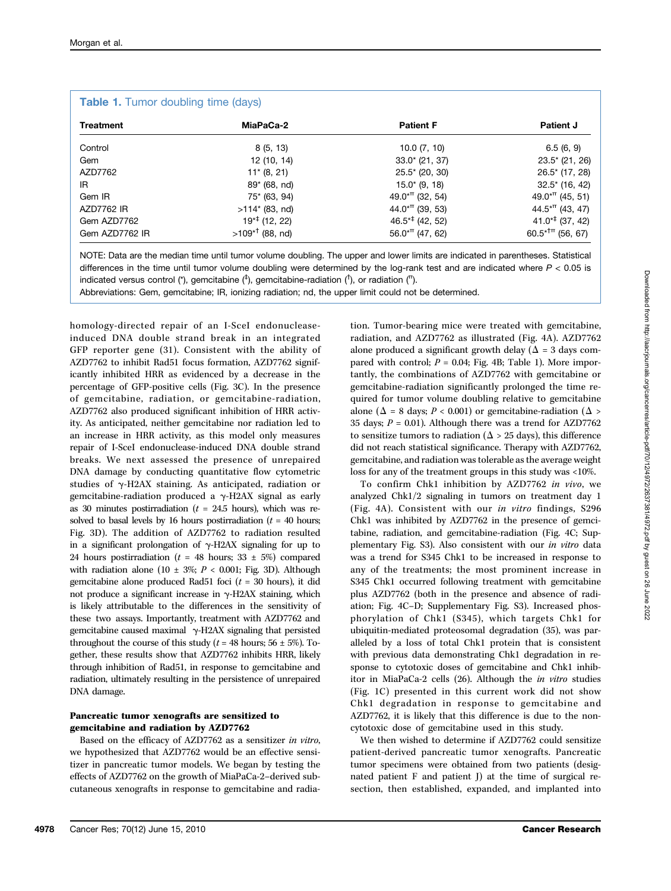**Table 1.** Tumor doubling time (days)

| Treatment | MiaPaCa-2 | Patient F | Patient J |
|---|---|---|---|
| Control | 8 (5, 13) | 10.0 (7, 10) | 6.5 (6, 9) |
| Gem | 12 (10, 14) | 33.0* (21, 37) | 23.5* (21, 26) |
| AZD7762 | 11* (8, 21) | 25.5* (20, 30) | 26.5* (17, 28) |
| IR | 89* (68, nd) | 15.0* (9, 18) | 32.5* (16, 42) |
| Gem IR | 75* (63, 94) | 49.0*[π] (32, 54) | 49.0*[π] (45, 51) |
| AZD7762 IR | >114* (83, nd) | 44.0*[π] (39, 53) | 44.5*[π] (43, 47) |
| Gem AZD7762 | 19*[‡] (12, 22) | 46.5*[‡] (42, 52) | 41.0*[‡] (37, 42) |
| Gem AZD7762 IR | >109*[†] (88, nd) | 56.0*[π] (47, 62) | 60.5*[†π] (56, 67) |

NOTE: Data are the median time until tumor volume doubling. The upper and lower limits are indicated in parentheses. Statistical differences in the time until tumor volume doubling were determined by the log-rank test and are indicated where $P < 0.05$ is indicated versus control (*), gemcitabine (‡), gemcitabine-radiation (†), or radiation (π).

Abbreviations: Gem, gemcitabine; IR, ionizing radiation; nd, the upper limit could not be determined.

homology-directed repair of an I-SceI endonuclease-induced DNA double strand break in an integrated GFP reporter gene (31). Consistent with the ability of AZD7762 to inhibit Rad51 focus formation, AZD7762 significantly inhibited HRR as evidenced by a decrease in the percentage of GFP-positive cells (Fig. 3C). In the presence of gemcitabine, radiation, or gemcitabine-radiation, AZD7762 also produced significant inhibition of HRR activity. As anticipated, neither gemcitabine nor radiation led to an increase in HRR activity, as this model only measures repair of I-SceI endonuclease-induced DNA double strand breaks. We next assessed the presence of unrepaired DNA damage by conducting quantitative flow cytometric studies of γ-H2AX staining. As anticipated, radiation or gemcitabine-radiation produced a γ-H2AX signal as early as 30 minutes postirradiation ($t$ = 24.5 hours), which was resolved to basal levels by 16 hours postirradiation ($t$ = 40 hours; Fig. 3D). The addition of AZD7762 to radiation resulted in a significant prolongation of γ-H2AX signaling for up to 24 hours postirradiation ($t$ = 48 hours; 33 ± 5%) compared with radiation alone (10 ± 3%; $P$ < 0.001; Fig. 3D). Although gemcitabine alone produced Rad51 foci ($t$ = 30 hours), it did not produce a significant increase in γ-H2AX staining, which is likely attributable to the differences in the sensitivity of these two assays. Importantly, treatment with AZD7762 and gemcitabine caused maximal γ-H2AX signaling that persisted throughout the course of this study ($t$ = 48 hours; 56 ± 5%). Together, these results show that AZD7762 inhibits HRR, likely through inhibition of Rad51, in response to gemcitabine and radiation, ultimately resulting in the persistence of unrepaired DNA damage.

### Pancreatic tumor xenografts are sensitized to gemcitabine and radiation by AZD7762

Based on the efficacy of AZD7762 as a sensitizer *in vitro*, we hypothesized that AZD7762 would be an effective sensitizer in pancreatic tumor models. We began by testing the effects of AZD7762 on the growth of MiaPaCa-2–derived subcutaneous xenografts in response to gemcitabine and radiation. Tumor-bearing mice were treated with gemcitabine, radiation, and AZD7762 as illustrated (Fig. 4A). AZD7762 alone produced a significant growth delay (Δ = 3 days compared with control; $P$ = 0.04; Fig. 4B; Table 1). More importantly, the combinations of AZD7762 with gemcitabine or gemcitabine-radiation significantly prolonged the time required for tumor volume doubling relative to gemcitabine alone (Δ = 8 days; $P$ < 0.001) or gemcitabine-radiation (Δ > 35 days; $P$ = 0.01). Although there was a trend for AZD7762 to sensitize tumors to radiation (Δ > 25 days), this difference did not reach statistical significance. Therapy with AZD7762, gemcitabine, and radiation was tolerable as the average weight loss for any of the treatment groups in this study was <10%.

To confirm Chk1 inhibition by AZD7762 *in vivo*, we analyzed Chk1/2 signaling in tumors on treatment day 1 (Fig. 4A). Consistent with our *in vitro* findings, S296 Chk1 was inhibited by AZD7762 in the presence of gemcitabine, radiation, and gemcitabine-radiation (Fig. 4C; Supplementary Fig. S3). Also consistent with our *in vitro* data was a trend for S345 Chk1 to be increased in response to any of the treatments; the most prominent increase in S345 Chk1 occurred following treatment with gemcitabine plus AZD7762 (both in the presence and absence of radiation; Fig. 4C–D; Supplementary Fig. S3). Increased phosphorylation of Chk1 (S345), which targets Chk1 for ubiquitin-mediated proteosomal degradation (35), was paralleled by a loss of total Chk1 protein that is consistent with previous data demonstrating Chk1 degradation in response to cytotoxic doses of gemcitabine and Chk1 inhibitor in MiaPaCa-2 cells (26). Although the *in vitro* studies (Fig. 1C) presented in this current work did not show Chk1 degradation in response to gemcitabine and AZD7762, it is likely that this difference is due to the noncytotoxic dose of gemcitabine used in this study.

We then wished to determine if AZD7762 could sensitize patient-derived pancreatic tumor xenografts. Pancreatic tumor specimens were obtained from two patients (designated patient F and patient J) at the time of surgical resection, then established, expanded, and implanted into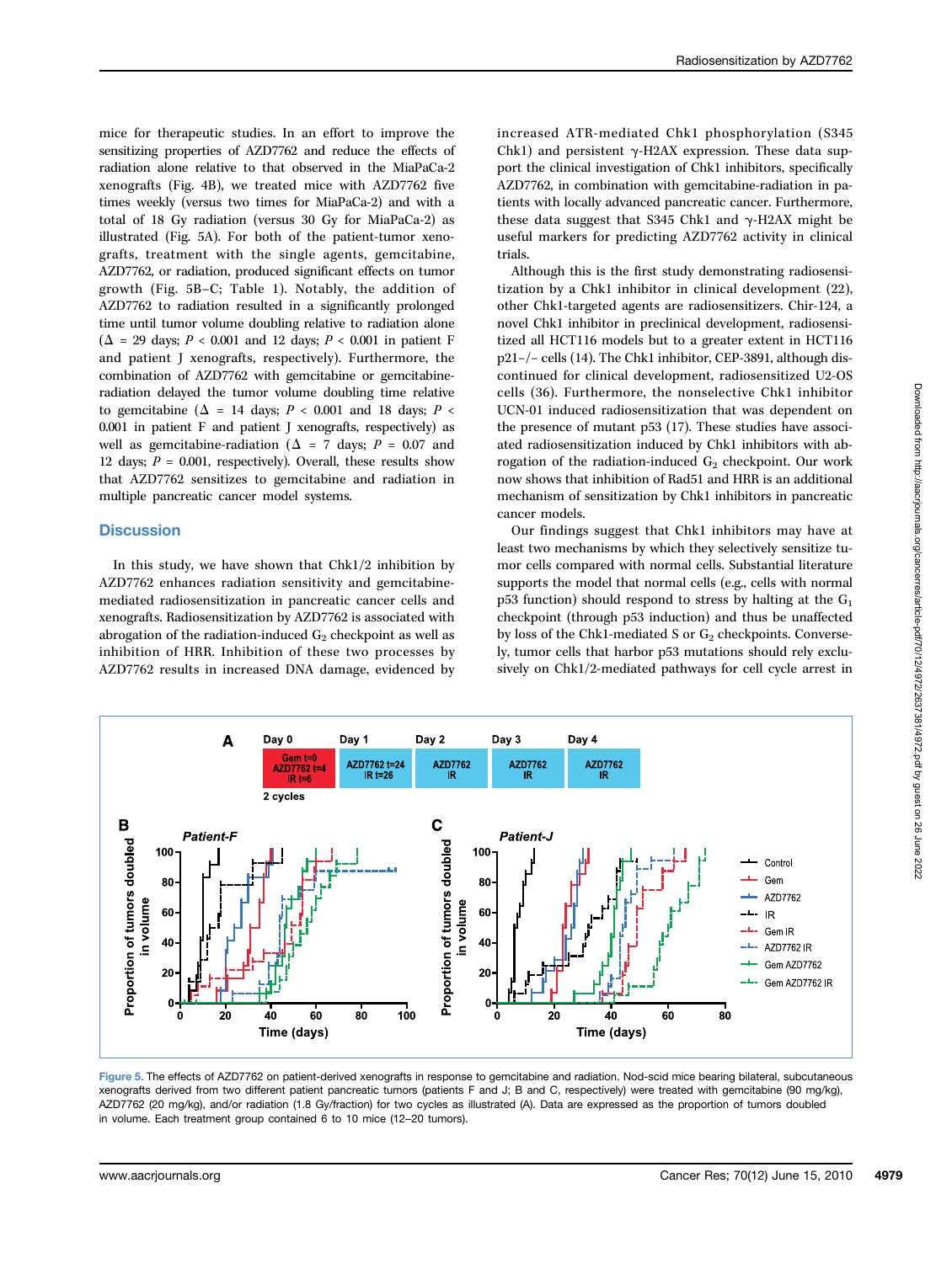mice for therapeutic studies. In an effort to improve the sensitizing properties of AZD7762 and reduce the effects of radiation alone relative to that observed in the MiaPaCa-2 xenografts (Fig. 4B), we treated mice with AZD7762 five times weekly (versus two times for MiaPaCa-2) and with a total of 18 Gy radiation (versus 30 Gy for MiaPaCa-2) as illustrated (Fig. 5A). For both of the patient-tumor xenografts, treatment with the single agents, gemcitabine, AZD7762, or radiation, produced significant effects on tumor growth (Fig. 5B–C; Table 1). Notably, the addition of AZD7762 to radiation resulted in a significantly prolonged time until tumor volume doubling relative to radiation alone ($\Delta$ = 29 days; $P < 0.001$ and 12 days; $P < 0.001$ in patient F and patient J xenografts, respectively). Furthermore, the combination of AZD7762 with gemcitabine or gemcitabine-radiation delayed the tumor volume doubling time relative to gemcitabine ($\Delta$ = 14 days; $P < 0.001$ and 18 days; $P < 0.001$ in patient F and patient J xenografts, respectively) as well as gemcitabine-radiation ($\Delta$ = 7 days; $P = 0.07$ and 12 days; $P = 0.001$, respectively). Overall, these results show that AZD7762 sensitizes to gemcitabine and radiation in multiple pancreatic cancer model systems.

## Discussion

In this study, we have shown that Chk1/2 inhibition by AZD7762 enhances radiation sensitivity and gemcitabine-mediated radiosensitization in pancreatic cancer cells and xenografts. Radiosensitization by AZD7762 is associated with abrogation of the radiation-induced $G_2$ checkpoint as well as inhibition of HRR. Inhibition of these two processes by AZD7762 results in increased DNA damage, evidenced by increased ATR-mediated Chk1 phosphorylation (S345 Chk1) and persistent γ-H2AX expression. These data support the clinical investigation of Chk1 inhibitors, specifically AZD7762, in combination with gemcitabine-radiation in patients with locally advanced pancreatic cancer. Furthermore, these data suggest that S345 Chk1 and γ-H2AX might be useful markers for predicting AZD7762 activity in clinical trials.

Although this is the first study demonstrating radiosensitization by a Chk1 inhibitor in clinical development (22), other Chk1-targeted agents are radiosensitizers. Chir-124, a novel Chk1 inhibitor in preclinical development, radiosensitized all HCT116 models but to a greater extent in HCT116 p21−/− cells (14). The Chk1 inhibitor, CEP-3891, although discontinued for clinical development, radiosensitized U2-OS cells (36). Furthermore, the nonselective Chk1 inhibitor UCN-01 induced radiosensitization that was dependent on the presence of mutant p53 (17). These studies have associated radiosensitization induced by Chk1 inhibitors with abrogation of the radiation-induced $G_2$ checkpoint. Our work now shows that inhibition of Rad51 and HRR is an additional mechanism of sensitization by Chk1 inhibitors in pancreatic cancer models.

Our findings suggest that Chk1 inhibitors may have at least two mechanisms by which they selectively sensitize tumor cells compared with normal cells. Substantial literature supports the model that normal cells (e.g., cells with normal p53 function) should respond to stress by halting at the $G_1$ checkpoint (through p53 induction) and thus be unaffected by loss of the Chk1-mediated S or $G_2$ checkpoints. Conversely, tumor cells that harbor p53 mutations should rely exclusively on Chk1/2-mediated pathways for cell cycle arrest in

A
Day 0: Gem t=0, AZD7762 t=4, IR t=6
Day 1: AZD7762 t=24, IR t=26
Day 2: AZD7762, IR
Day 3: AZD7762, IR
Day 4: AZD7762, IR
2 cycles

B
Patient-F
Proportion of tumors doubled in volume
Time (days)

C
Patient-J
Proportion of tumors doubled in volume
Time (days)

Control
Gem
AZD7762
IR
Gem IR
AZD7762 IR
Gem AZD7762
Gem AZD7762 IR

Figure 5. The effects of AZD7762 on patient-derived xenografts in response to gemcitabine and radiation. Nod-scid mice bearing bilateral, subcutaneous xenografts derived from two different patient pancreatic tumors (patients F and J; B and C, respectively) were treated with gemcitabine (90 mg/kg), AZD7762 (20 mg/kg), and/or radiation (1.8 Gy/fraction) for two cycles as illustrated (A). Data are expressed as the proportion of tumors doubled in volume. Each treatment group contained 6 to 10 mice (12–20 tumors).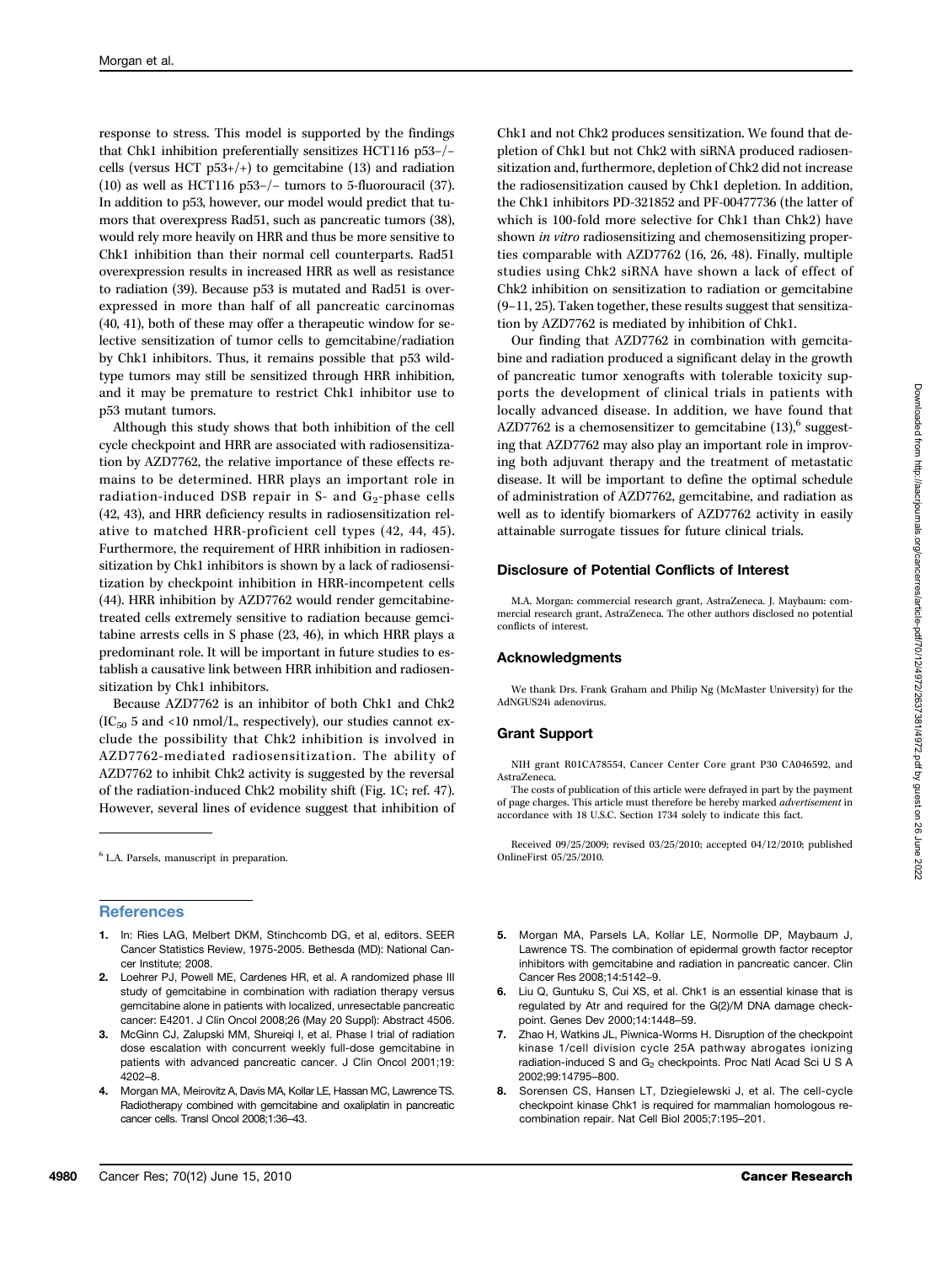response to stress. This model is supported by the findings that Chk1 inhibition preferentially sensitizes HCT116 p53−/− cells (versus HCT p53+/+) to gemcitabine (13) and radiation (10) as well as HCT116 p53−/− tumors to 5-fluorouracil (37). In addition to p53, however, our model would predict that tumors that overexpress Rad51, such as pancreatic tumors (38), would rely more heavily on HRR and thus be more sensitive to Chk1 inhibition than their normal cell counterparts. Rad51 overexpression results in increased HRR as well as resistance to radiation (39). Because p53 is mutated and Rad51 is overexpressed in more than half of all pancreatic carcinomas (40, 41), both of these may offer a therapeutic window for selective sensitization of tumor cells to gemcitabine/radiation by Chk1 inhibitors. Thus, it remains possible that p53 wild-type tumors may still be sensitized through HRR inhibition, and it may be premature to restrict Chk1 inhibitor use to p53 mutant tumors.

Although this study shows that both inhibition of the cell cycle checkpoint and HRR are associated with radiosensitization by AZD7762, the relative importance of these effects remains to be determined. HRR plays an important role in radiation-induced DSB repair in S- and $G_2$-phase cells (42, 43), and HRR deficiency results in radiosensitization relative to matched HRR-proficient cell types (42, 44, 45). Furthermore, the requirement of HRR inhibition in radiosensitization by Chk1 inhibitors is shown by a lack of radiosensitization by checkpoint inhibition in HRR-incompetent cells (44). HRR inhibition by AZD7762 would render gemcitabine-treated cells extremely sensitive to radiation because gemcitabine arrests cells in S phase (23, 46), in which HRR plays a predominant role. It will be important in future studies to establish a causative link between HRR inhibition and radiosensitization by Chk1 inhibitors.

Because AZD7762 is an inhibitor of both Chk1 and Chk2 ($IC_{50}$ 5 and <10 nmol/L, respectively), our studies cannot exclude the possibility that Chk2 inhibition is involved in AZD7762-mediated radiosensitization. The ability of AZD7762 to inhibit Chk2 activity is suggested by the reversal of the radiation-induced Chk2 mobility shift (Fig. 1C; ref. 47). However, several lines of evidence suggest that inhibition of Chk1 and not Chk2 produces sensitization. We found that depletion of Chk1 but not Chk2 with siRNA produced radiosensitization and, furthermore, depletion of Chk2 did not increase the radiosensitization caused by Chk1 depletion. In addition, the Chk1 inhibitors PD-321852 and PF-00477736 (the latter of which is 100-fold more selective for Chk1 than Chk2) have shown *in vitro* radiosensitizing and chemosensitizing properties comparable with AZD7762 (16, 26, 48). Finally, multiple studies using Chk2 siRNA have shown a lack of effect of Chk2 inhibition on sensitization to radiation or gemcitabine (9–11, 25). Taken together, these results suggest that sensitization by AZD7762 is mediated by inhibition of Chk1.

Our finding that AZD7762 in combination with gemcitabine and radiation produced a significant delay in the growth of pancreatic tumor xenografts with tolerable toxicity supports the development of clinical trials in patients with locally advanced disease. In addition, we have found that AZD7762 is a chemosensitizer to gemcitabine (13),[6] suggesting that AZD7762 may also play an important role in improving both adjuvant therapy and the treatment of metastatic disease. It will be important to define the optimal schedule of administration of AZD7762, gemcitabine, and radiation as well as to identify biomarkers of AZD7762 activity in easily attainable surrogate tissues for future clinical trials.

[6] L.A. Parsels, manuscript in preparation.

## Disclosure of Potential Conflicts of Interest

M.A. Morgan: commercial research grant, AstraZeneca. J. Maybaum: commercial research grant, AstraZeneca. The other authors disclosed no potential conflicts of interest.

## Acknowledgments

We thank Drs. Frank Graham and Philip Ng (McMaster University) for the AdNGUS24i adenovirus.

## Grant Support

NIH grant R01CA78554, Cancer Center Core grant P30 CA046592, and AstraZeneca.

The costs of publication of this article were defrayed in part by the payment of page charges. This article must therefore be hereby marked *advertisement* in accordance with 18 U.S.C. Section 1734 solely to indicate this fact.

Received 09/25/2009; revised 03/25/2010; accepted 04/12/2010; published OnlineFirst 05/25/2010.

## References

1. In: Ries LAG, Melbert DKM, Stinchcomb DG, et al, editors. SEER Cancer Statistics Review, 1975-2005. Bethesda (MD): National Cancer Institute; 2008.
2. Loehrer PJ, Powell ME, Cardenes HR, et al. A randomized phase III study of gemcitabine in combination with radiation therapy versus gemcitabine alone in patients with localized, unresectable pancreatic cancer: E4201. J Clin Oncol 2008;26 (May 20 Suppl): Abstract 4506.
3. McGinn CJ, Zalupski MM, Shureiqi I, et al. Phase I trial of radiation dose escalation with concurrent weekly full-dose gemcitabine in patients with advanced pancreatic cancer. J Clin Oncol 2001;19:4202–8.
4. Morgan MA, Meirovitz A, Davis MA, Kollar LE, Hassan MC, Lawrence TS. Radiotherapy combined with gemcitabine and oxaliplatin in pancreatic cancer cells. Transl Oncol 2008;1:36–43.
5. Morgan MA, Parsels LA, Kollar LE, Normolle DP, Maybaum J, Lawrence TS. The combination of epidermal growth factor receptor inhibitors with gemcitabine and radiation in pancreatic cancer. Clin Cancer Res 2008;14:5142–9.
6. Liu Q, Guntuku S, Cui XS, et al. Chk1 is an essential kinase that is regulated by Atr and required for the G(2)/M DNA damage checkpoint. Genes Dev 2000;14:1448–59.
7. Zhao H, Watkins JL, Piwnica-Worms H. Disruption of the checkpoint kinase 1/cell division cycle 25A pathway abrogates ionizing radiation-induced S and $G_2$ checkpoints. Proc Natl Acad Sci U S A 2002;99:14795–800.
8. Sorensen CS, Hansen LT, Dziegielewski J, et al. The cell-cycle checkpoint kinase Chk1 is required for mammalian homologous recombination repair. Nat Cell Biol 2005;7:195–201.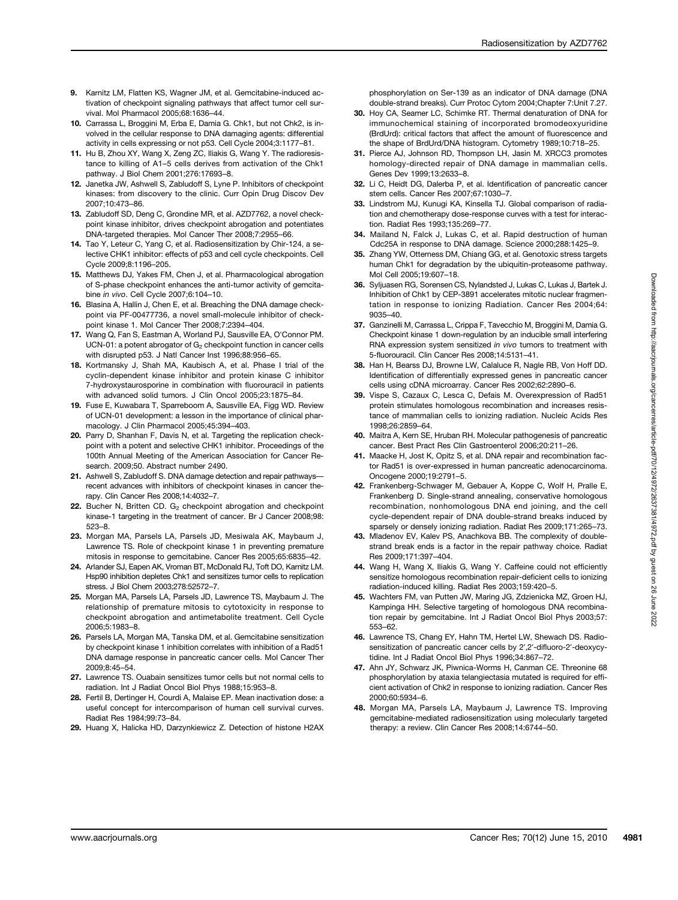9. Karnitz LM, Flatten KS, Wagner JM, et al. Gemcitabine-induced activation of checkpoint signaling pathways that affect tumor cell survival. Mol Pharmacol 2005;68:1636–44.
10. Carrassa L, Broggini M, Erba E, Damia G. Chk1, but not Chk2, is involved in the cellular response to DNA damaging agents: differential activity in cells expressing or not p53. Cell Cycle 2004;3:1177–81.
11. Hu B, Zhou XY, Wang X, Zeng ZC, Iliakis G, Wang Y. The radioresistance to killing of A1–5 cells derives from activation of the Chk1 pathway. J Biol Chem 2001;276:17693–8.
12. Janetka JW, Ashwell S, Zabludoff S, Lyne P. Inhibitors of checkpoint kinases: from discovery to the clinic. Curr Opin Drug Discov Dev 2007;10:473–86.
13. Zabludoff SD, Deng C, Grondine MR, et al. AZD7762, a novel checkpoint kinase inhibitor, drives checkpoint abrogation and potentiates DNA-targeted therapies. Mol Cancer Ther 2008;7:2955–66.
14. Tao Y, Leteur C, Yang C, et al. Radiosensitization by Chir-124, a selective CHK1 inhibitor: effects of p53 and cell cycle checkpoints. Cell Cycle 2009;8:1196–205.
15. Matthews DJ, Yakes FM, Chen J, et al. Pharmacological abrogation of S-phase checkpoint enhances the anti-tumor activity of gemcitabine *in vivo*. Cell Cycle 2007;6:104–10.
16. Blasina A, Hallin J, Chen E, et al. Breaching the DNA damage checkpoint via PF-00477736, a novel small-molecule inhibitor of checkpoint kinase 1. Mol Cancer Ther 2008;7:2394–404.
17. Wang Q, Fan S, Eastman A, Worland PJ, Sausville EA, O'Connor PM. UCN-01: a potent abrogator of $G_2$ checkpoint function in cancer cells with disrupted p53. J Natl Cancer Inst 1996;88:956–65.
18. Kortmansky J, Shah MA, Kaubisch A, et al. Phase I trial of the cyclin-dependent kinase inhibitor and protein kinase C inhibitor 7-hydroxystaurosporine in combination with fluorouracil in patients with advanced solid tumors. J Clin Oncol 2005;23:1875–84.
19. Fuse E, Kuwabara T, Sparreboom A, Sausville EA, Figg WD. Review of UCN-01 development: a lesson in the importance of clinical pharmacology. J Clin Pharmacol 2005;45:394–403.
20. Parry D, Shanhan F, Davis N, et al. Targeting the replication checkpoint with a potent and selective CHK1 inhibitor. Proceedings of the 100th Annual Meeting of the American Association for Cancer Research. 2009;50. Abstract number 2490.
21. Ashwell S, Zabludoff S. DNA damage detection and repair pathways—recent advances with inhibitors of checkpoint kinases in cancer therapy. Clin Cancer Res 2008;14:4032–7.
22. Bucher N, Britten CD. $G_2$ checkpoint abrogation and checkpoint kinase-1 targeting in the treatment of cancer. Br J Cancer 2008;98:523–8.
23. Morgan MA, Parsels LA, Parsels JD, Mesiwala AK, Maybaum J, Lawrence TS. Role of checkpoint kinase 1 in preventing premature mitosis in response to gemcitabine. Cancer Res 2005;65:6835–42.
24. Arlander SJ, Eapen AK, Vroman BT, McDonald RJ, Toft DO, Karnitz LM. Hsp90 inhibition depletes Chk1 and sensitizes tumor cells to replication stress. J Biol Chem 2003;278:52572–7.
25. Morgan MA, Parsels LA, Parsels JD, Lawrence TS, Maybaum J. The relationship of premature mitosis to cytotoxicity in response to checkpoint abrogation and antimetabolite treatment. Cell Cycle 2006;5:1983–8.
26. Parsels LA, Morgan MA, Tanska DM, et al. Gemcitabine sensitization by checkpoint kinase 1 inhibition correlates with inhibition of a Rad51 DNA damage response in pancreatic cancer cells. Mol Cancer Ther 2009;8:45–54.
27. Lawrence TS. Ouabain sensitizes tumor cells but not normal cells to radiation. Int J Radiat Oncol Biol Phys 1988;15:953–8.
28. Fertil B, Dertinger H, Courdi A, Malaise EP. Mean inactivation dose: a useful concept for intercomparison of human cell survival curves. Radiat Res 1984;99:73–84.
29. Huang X, Halicka HD, Darzynkiewicz Z. Detection of histone H2AX phosphorylation on Ser-139 as an indicator of DNA damage (DNA double-strand breaks). Curr Protoc Cytom 2004;Chapter 7:Unit 7.27.
30. Hoy CA, Seamer LC, Schimke RT. Thermal denaturation of DNA for immunochemical staining of incorporated bromodeoxyuridine (BrdUrd): critical factors that affect the amount of fluorescence and the shape of BrdUrd/DNA histogram. Cytometry 1989;10:718–25.
31. Pierce AJ, Johnson RD, Thompson LH, Jasin M. XRCC3 promotes homology-directed repair of DNA damage in mammalian cells. Genes Dev 1999;13:2633–8.
32. Li C, Heidt DG, Dalerba P, et al. Identification of pancreatic cancer stem cells. Cancer Res 2007;67:1030–7.
33. Lindstrom MJ, Kunugi KA, Kinsella TJ. Global comparison of radiation and chemotherapy dose-response curves with a test for interaction. Radiat Res 1993;135:269–77.
34. Mailand N, Falck J, Lukas C, et al. Rapid destruction of human Cdc25A in response to DNA damage. Science 2000;288:1425–9.
35. Zhang YW, Otterness DM, Chiang GG, et al. Genotoxic stress targets human Chk1 for degradation by the ubiquitin-proteasome pathway. Mol Cell 2005;19:607–18.
36. Syljuasen RG, Sorensen CS, Nylandsted J, Lukas C, Lukas J, Bartek J. Inhibition of Chk1 by CEP-3891 accelerates mitotic nuclear fragmentation in response to ionizing Radiation. Cancer Res 2004;64:9035–40.
37. Ganzinelli M, Carrassa L, Crippa F, Tavecchio M, Broggini M, Damia G. Checkpoint kinase 1 down-regulation by an inducible small interfering RNA expression system sensitized *in vivo* tumors to treatment with 5-fluorouracil. Clin Cancer Res 2008;14:5131–41.
38. Han H, Bearss DJ, Browne LW, Calaluce R, Nagle RB, Von Hoff DD. Identification of differentially expressed genes in pancreatic cancer cells using cDNA microarray. Cancer Res 2002;62:2890–6.
39. Vispe S, Cazaux C, Lesca C, Defais M. Overexpression of Rad51 protein stimulates homologous recombination and increases resistance of mammalian cells to ionizing radiation. Nucleic Acids Res 1998;26:2859–64.
40. Maitra A, Kern SE, Hruban RH. Molecular pathogenesis of pancreatic cancer. Best Pract Res Clin Gastroenterol 2006;20:211–26.
41. Maacke H, Jost K, Opitz S, et al. DNA repair and recombination factor Rad51 is over-expressed in human pancreatic adenocarcinoma. Oncogene 2000;19:2791–5.
42. Frankenberg-Schwager M, Gebauer A, Koppe C, Wolf H, Pralle E, Frankenberg D. Single-strand annealing, conservative homologous recombination, nonhomologous DNA end joining, and the cell cycle-dependent repair of DNA double-strand breaks induced by sparsely or densely ionizing radiation. Radiat Res 2009;171:265–73.
43. Mladenov EV, Kalev PS, Anachkova BB. The complexity of double-strand break ends is a factor in the repair pathway choice. Radiat Res 2009;171:397–404.
44. Wang H, Wang X, Iliakis G, Wang Y. Caffeine could not efficiently sensitize homologous recombination repair-deficient cells to ionizing radiation-induced killing. Radiat Res 2003;159:420–5.
45. Wachters FM, van Putten JW, Maring JG, Zdzienicka MZ, Groen HJ, Kampinga HH. Selective targeting of homologous DNA recombination repair by gemcitabine. Int J Radiat Oncol Biol Phys 2003;57:553–62.
46. Lawrence TS, Chang EY, Hahn TM, Hertel LW, Shewach DS. Radiosensitization of pancreatic cancer cells by 2′,2′-difluoro-2′-deoxycytidine. Int J Radiat Oncol Biol Phys 1996;34:867–72.
47. Ahn JY, Schwarz JK, Piwnica-Worms H, Canman CE. Threonine 68 phosphorylation by ataxia telangiectasia mutated is required for efficient activation of Chk2 in response to ionizing radiation. Cancer Res 2000;60:5934–6.
48. Morgan MA, Parsels LA, Maybaum J, Lawrence TS. Improving gemcitabine-mediated radiosensitization using molecularly targeted therapy: a review. Clin Cancer Res 2008;14:6744–50.